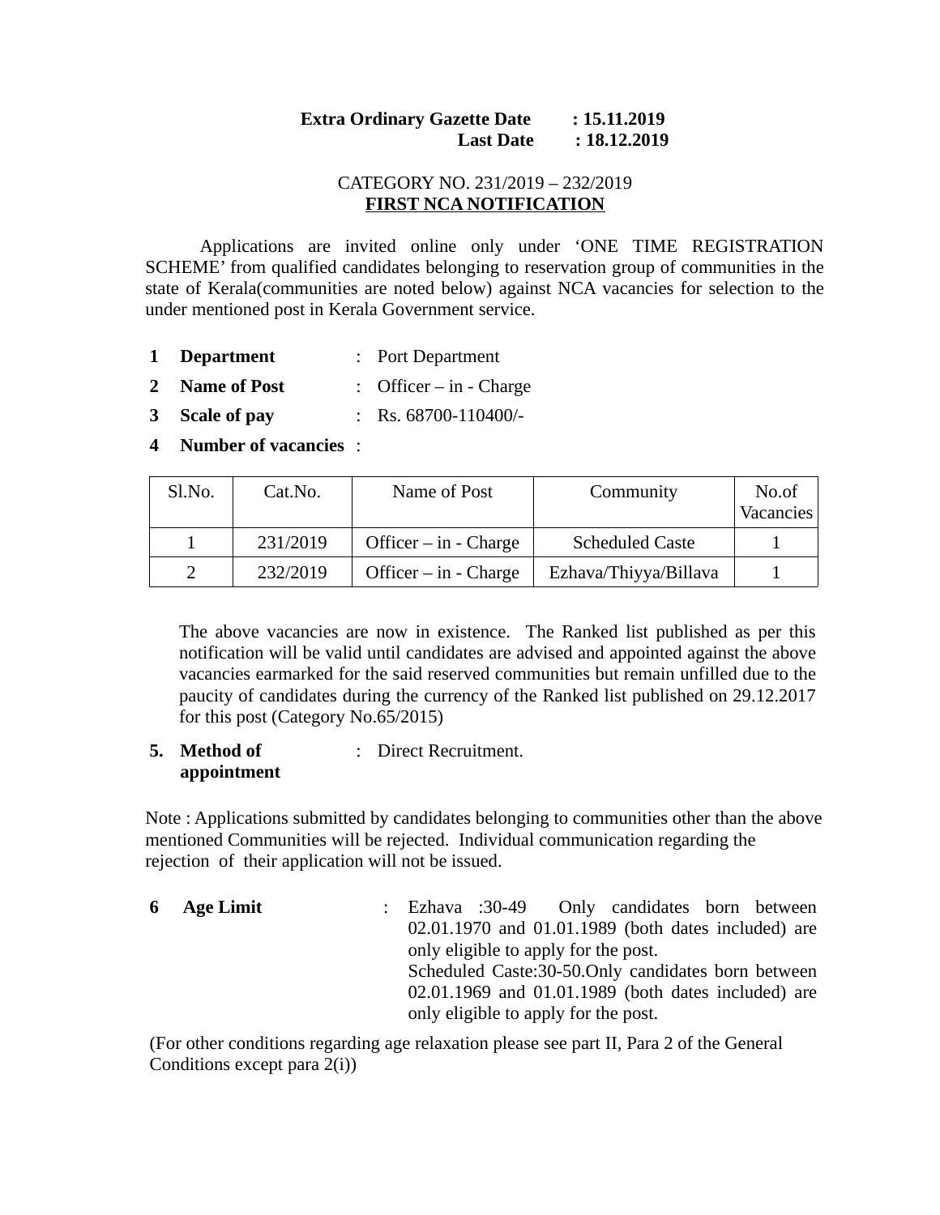**Extra Ordinary Gazette Date : 15.11.2019**
**Last Date : 18.12.2019**

CATEGORY NO. 231/2019 – 232/2019

**FIRST NCA NOTIFICATION**

Applications are invited online only under 'ONE TIME REGISTRATION SCHEME' from qualified candidates belonging to reservation group of communities in the state of Kerala(communities are noted below) against NCA vacancies for selection to the under mentioned post in Kerala Government service.

1. **Department** : Port Department
2. **Name of Post** : Officer – in - Charge
3. **Scale of pay** : Rs. 68700-110400/-
4. **Number of vacancies** :

| Sl.No. | Cat.No. | Name of Post | Community | No.of Vacancies |
|---|---|---|---|---|
| 1 | 231/2019 | Officer – in - Charge | Scheduled Caste | 1 |
| 2 | 232/2019 | Officer – in - Charge | Ezhava/Thiyya/Billava | 1 |

The above vacancies are now in existence. The Ranked list published as per this notification will be valid until candidates are advised and appointed against the above vacancies earmarked for the said reserved communities but remain unfilled due to the paucity of candidates during the currency of the Ranked list published on 29.12.2017 for this post (Category No.65/2015)

5. **Method of appointment** : Direct Recruitment.

Note : Applications submitted by candidates belonging to communities other than the above mentioned Communities will be rejected. Individual communication regarding the rejection of their application will not be issued.

6. **Age Limit** : Ezhava :30-49 Only candidates born between 02.01.1970 and 01.01.1989 (both dates included) are only eligible to apply for the post.
   Scheduled Caste:30-50.Only candidates born between 02.01.1969 and 01.01.1989 (both dates included) are only eligible to apply for the post.

(For other conditions regarding age relaxation please see part II, Para 2 of the General Conditions except para 2(i))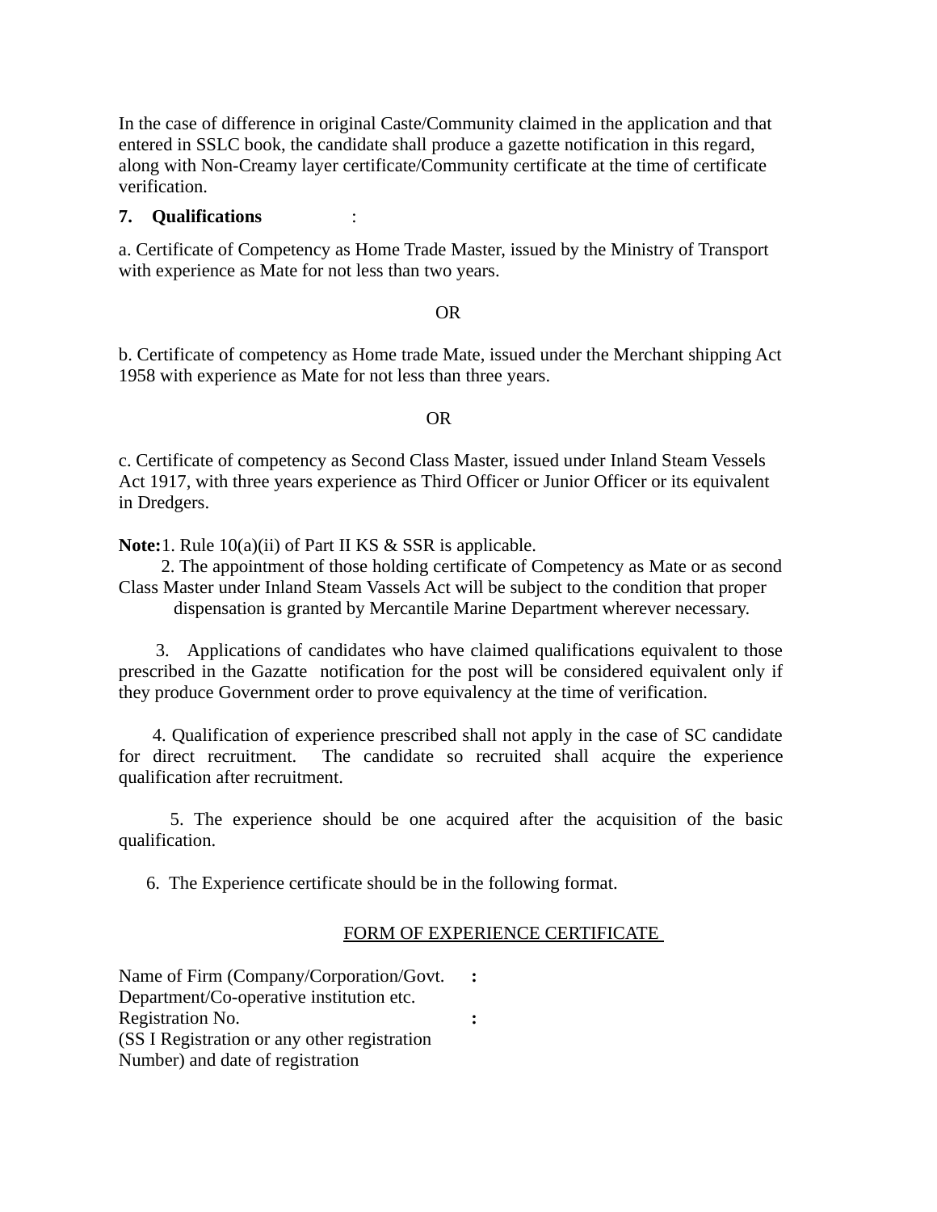In the case of difference in original Caste/Community claimed in the application and that entered in SSLC book, the candidate shall produce a gazette notification in this regard, along with Non-Creamy layer certificate/Community certificate at the time of certificate verification.

**7. Qualifications** :

a. Certificate of Competency as Home Trade Master, issued by the Ministry of Transport with experience as Mate for not less than two years.

OR

b. Certificate of competency as Home trade Mate, issued under the Merchant shipping Act 1958 with experience as Mate for not less than three years.

OR

c. Certificate of competency as Second Class Master, issued under Inland Steam Vessels Act 1917, with three years experience as Third Officer or Junior Officer or its equivalent in Dredgers.

**Note:** 1. Rule 10(a)(ii) of Part II KS & SSR is applicable.

2. The appointment of those holding certificate of Competency as Mate or as second Class Master under Inland Steam Vassels Act will be subject to the condition that proper dispensation is granted by Mercantile Marine Department wherever necessary.

3. Applications of candidates who have claimed qualifications equivalent to those prescribed in the Gazatte notification for the post will be considered equivalent only if they produce Government order to prove equivalency at the time of verification.

4. Qualification of experience prescribed shall not apply in the case of SC candidate for direct recruitment. The candidate so recruited shall acquire the experience qualification after recruitment.

5. The experience should be one acquired after the acquisition of the basic qualification.

6. The Experience certificate should be in the following format.

FORM OF EXPERIENCE CERTIFICATE

Name of Firm (Company/Corporation/Govt. Department/Co-operative institution etc. :

Registration No. (SS I Registration or any other registration Number) and date of registration :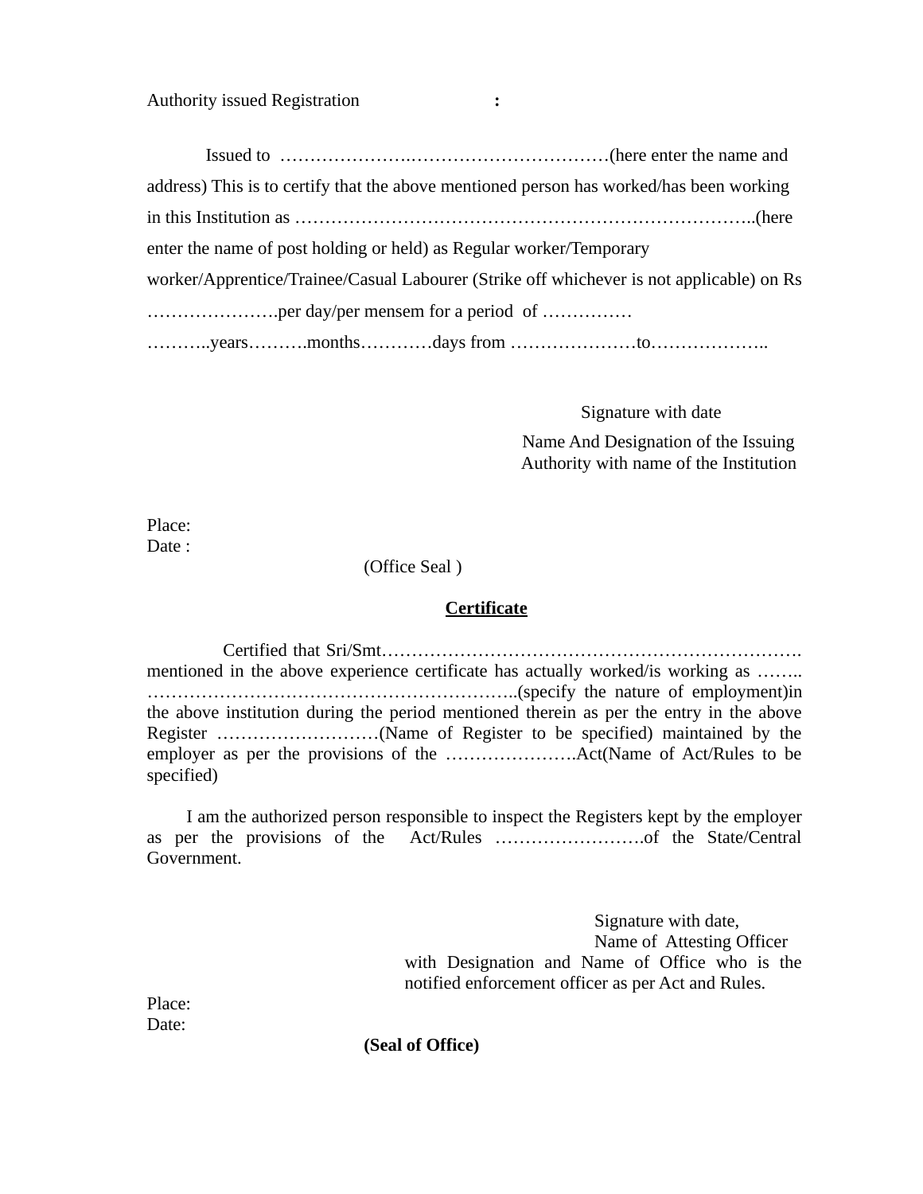Authority issued Registration :

Issued to ………………….……………………………(here enter the name and address) This is to certify that the above mentioned person has worked/has been working in this Institution as …………………………………………………………………..(here enter the name of post holding or held) as Regular worker/Temporary worker/Apprentice/Trainee/Casual Labourer (Strike off whichever is not applicable) on Rs ………………….per day/per mensem for a period of …………… ………..years……….months…………days from …………………to………………..

Signature with date

Name And Designation of the Issuing Authority with name of the Institution

Place:
Date :

(Office Seal )

## <u>Certificate</u>

Certified that Sri/Smt……………………………………………………………. mentioned in the above experience certificate has actually worked/is working as …….. …………………………………………………..(specify the nature of employment)in the above institution during the period mentioned therein as per the entry in the above Register ………………………(Name of Register to be specified) maintained by the employer as per the provisions of the ………………….Act(Name of Act/Rules to be specified)

I am the authorized person responsible to inspect the Registers kept by the employer as per the provisions of the Act/Rules …………………….of the State/Central Government.

Signature with date,
Name of Attesting Officer
with Designation and Name of Office who is the notified enforcement officer as per Act and Rules.

Place:
Date:

**(Seal of Office)**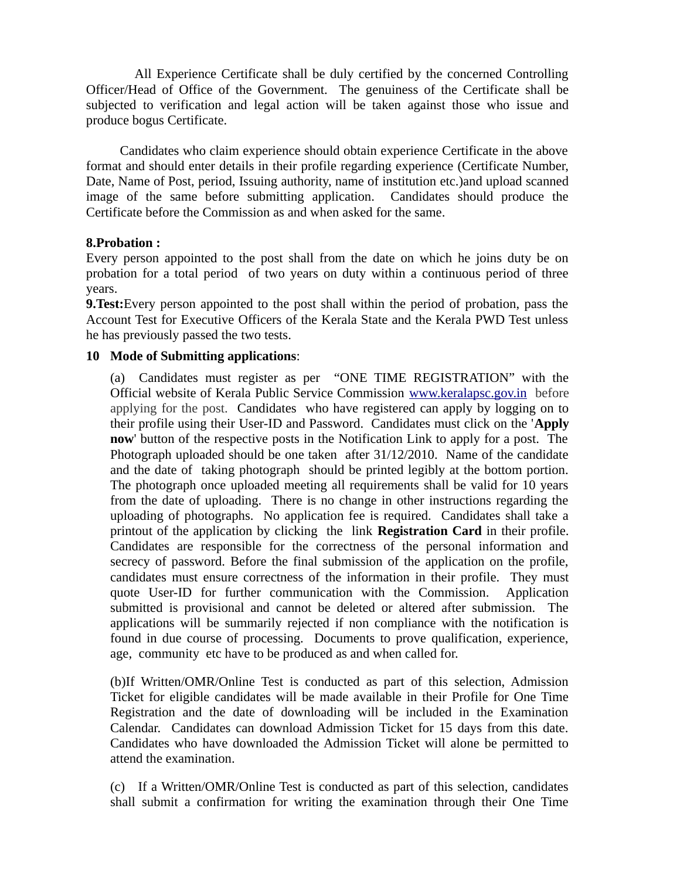All Experience Certificate shall be duly certified by the concerned Controlling Officer/Head of Office of the Government. The genuiness of the Certificate shall be subjected to verification and legal action will be taken against those who issue and produce bogus Certificate.

Candidates who claim experience should obtain experience Certificate in the above format and should enter details in their profile regarding experience (Certificate Number, Date, Name of Post, period, Issuing authority, name of institution etc.)and upload scanned image of the same before submitting application. Candidates should produce the Certificate before the Commission as and when asked for the same.

**8.Probation :**
Every person appointed to the post shall from the date on which he joins duty be on probation for a total period of two years on duty within a continuous period of three years.

**9.Test:**Every person appointed to the post shall within the period of probation, pass the Account Test for Executive Officers of the Kerala State and the Kerala PWD Test unless he has previously passed the two tests.

**10 Mode of Submitting applications**:

(a) Candidates must register as per "ONE TIME REGISTRATION" with the Official website of Kerala Public Service Commission www.keralapsc.gov.in before applying for the post. Candidates who have registered can apply by logging on to their profile using their User-ID and Password. Candidates must click on the '**Apply now**' button of the respective posts in the Notification Link to apply for a post. The Photograph uploaded should be one taken after 31/12/2010. Name of the candidate and the date of taking photograph should be printed legibly at the bottom portion. The photograph once uploaded meeting all requirements shall be valid for 10 years from the date of uploading. There is no change in other instructions regarding the uploading of photographs. No application fee is required. Candidates shall take a printout of the application by clicking the link **Registration Card** in their profile. Candidates are responsible for the correctness of the personal information and secrecy of password. Before the final submission of the application on the profile, candidates must ensure correctness of the information in their profile. They must quote User-ID for further communication with the Commission. Application submitted is provisional and cannot be deleted or altered after submission. The applications will be summarily rejected if non compliance with the notification is found in due course of processing. Documents to prove qualification, experience, age, community etc have to be produced as and when called for.

(b)If Written/OMR/Online Test is conducted as part of this selection, Admission Ticket for eligible candidates will be made available in their Profile for One Time Registration and the date of downloading will be included in the Examination Calendar. Candidates can download Admission Ticket for 15 days from this date. Candidates who have downloaded the Admission Ticket will alone be permitted to attend the examination.

(c) If a Written/OMR/Online Test is conducted as part of this selection, candidates shall submit a confirmation for writing the examination through their One Time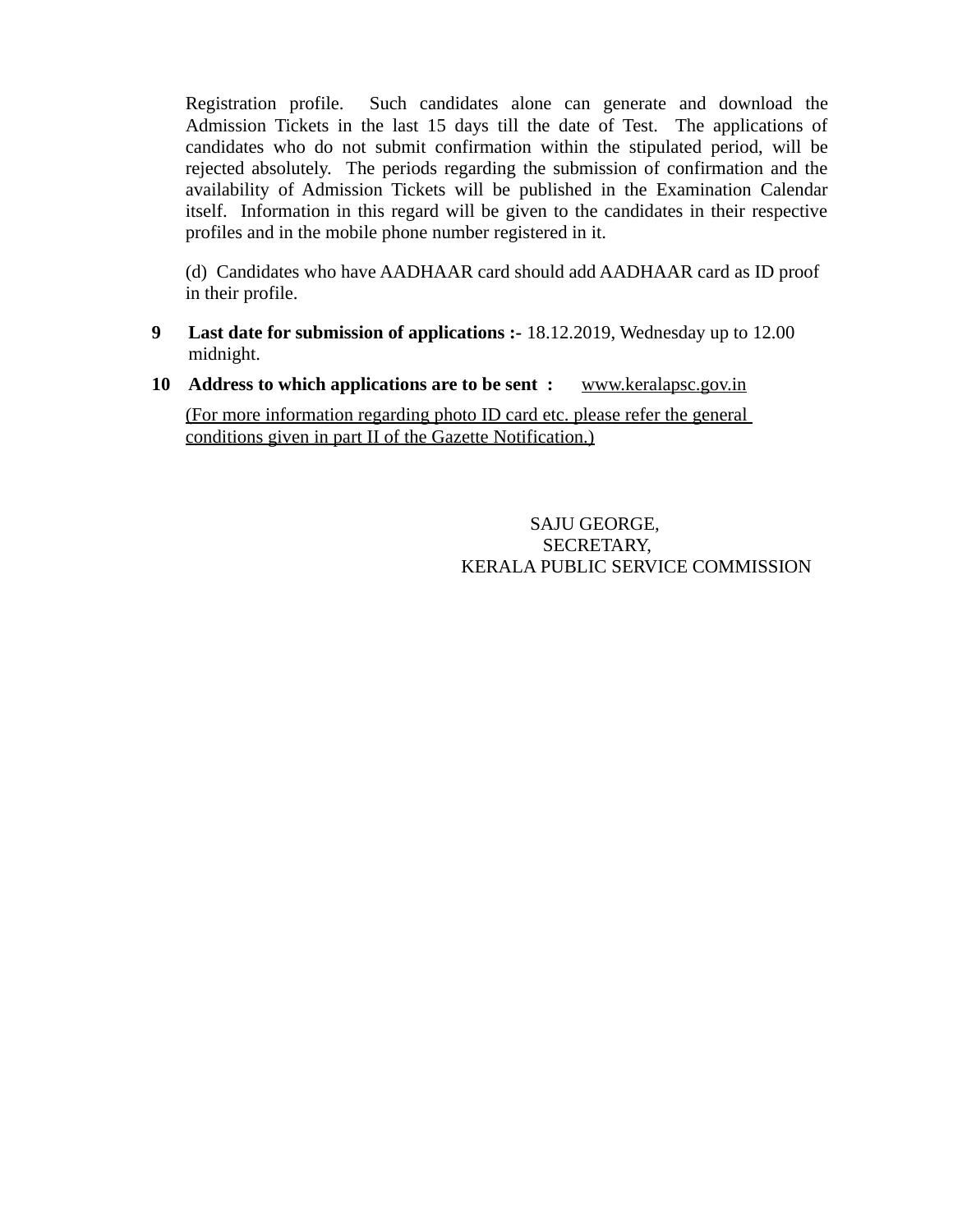Registration profile. Such candidates alone can generate and download the Admission Tickets in the last 15 days till the date of Test. The applications of candidates who do not submit confirmation within the stipulated period, will be rejected absolutely. The periods regarding the submission of confirmation and the availability of Admission Tickets will be published in the Examination Calendar itself. Information in this regard will be given to the candidates in their respective profiles and in the mobile phone number registered in it.

(d) Candidates who have AADHAAR card should add AADHAAR card as ID proof in their profile.

**9 Last date for submission of applications :-** 18.12.2019, Wednesday up to 12.00 midnight.

**10 Address to which applications are to be sent :** www.keralapsc.gov.in

(For more information regarding photo ID card etc. please refer the general conditions given in part II of the Gazette Notification.)

SAJU GEORGE,
SECRETARY,
KERALA PUBLIC SERVICE COMMISSION